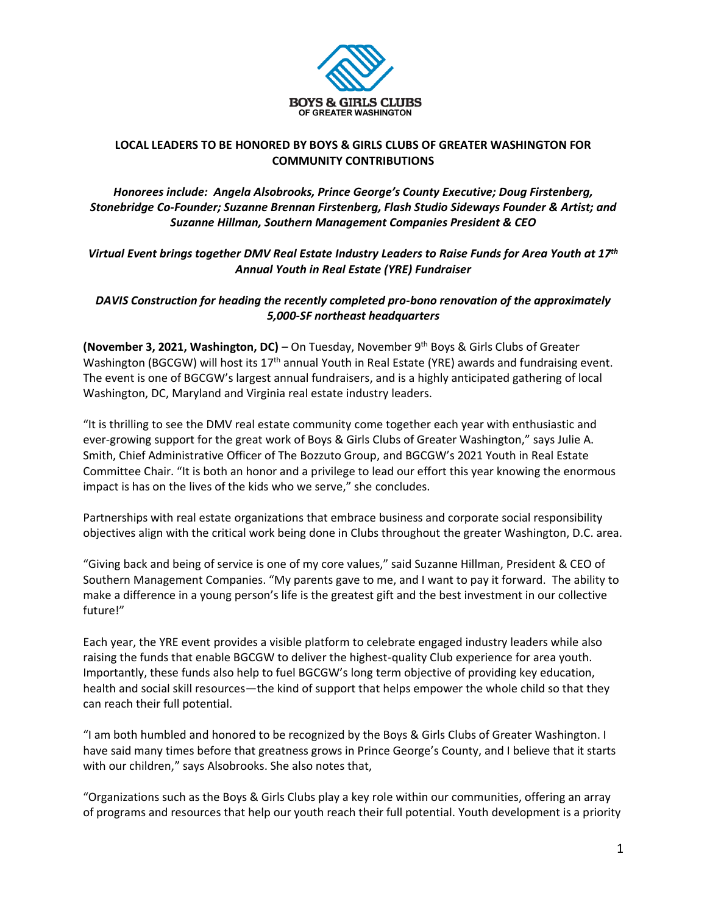# LOCAL LEADERS TO BE HONORED BY BOYS & GIRLS CLUBS OF GREATER WASHINGTON FOR COMMUNITY CONTRIBUTIONS

***Honorees include: Angela Alsobrooks, Prince George's County Executive; Doug Firstenberg, Stonebridge Co-Founder; Suzanne Brennan Firstenberg, Flash Studio Sideways Founder & Artist; and Suzanne Hillman, Southern Management Companies President & CEO***

***Virtual Event brings together DMV Real Estate Industry Leaders to Raise Funds for Area Youth at 17th Annual Youth in Real Estate (YRE) Fundraiser***

***DAVIS Construction for heading the recently completed pro-bono renovation of the approximately 5,000-SF northeast headquarters***

**(November 3, 2021, Washington, DC)** – On Tuesday, November 9th Boys & Girls Clubs of Greater Washington (BGCGW) will host its 17th annual Youth in Real Estate (YRE) awards and fundraising event. The event is one of BGCGW's largest annual fundraisers, and is a highly anticipated gathering of local Washington, DC, Maryland and Virginia real estate industry leaders.

"It is thrilling to see the DMV real estate community come together each year with enthusiastic and ever-growing support for the great work of Boys & Girls Clubs of Greater Washington," says Julie A. Smith, Chief Administrative Officer of The Bozzuto Group, and BGCGW's 2021 Youth in Real Estate Committee Chair. "It is both an honor and a privilege to lead our effort this year knowing the enormous impact is has on the lives of the kids who we serve," she concludes.

Partnerships with real estate organizations that embrace business and corporate social responsibility objectives align with the critical work being done in Clubs throughout the greater Washington, D.C. area.

"Giving back and being of service is one of my core values," said Suzanne Hillman, President & CEO of Southern Management Companies. "My parents gave to me, and I want to pay it forward. The ability to make a difference in a young person's life is the greatest gift and the best investment in our collective future!"

Each year, the YRE event provides a visible platform to celebrate engaged industry leaders while also raising the funds that enable BGCGW to deliver the highest-quality Club experience for area youth. Importantly, these funds also help to fuel BGCGW's long term objective of providing key education, health and social skill resources—the kind of support that helps empower the whole child so that they can reach their full potential.

"I am both humbled and honored to be recognized by the Boys & Girls Clubs of Greater Washington. I have said many times before that greatness grows in Prince George's County, and I believe that it starts with our children," says Alsobrooks. She also notes that,

"Organizations such as the Boys & Girls Clubs play a key role within our communities, offering an array of programs and resources that help our youth reach their full potential. Youth development is a priority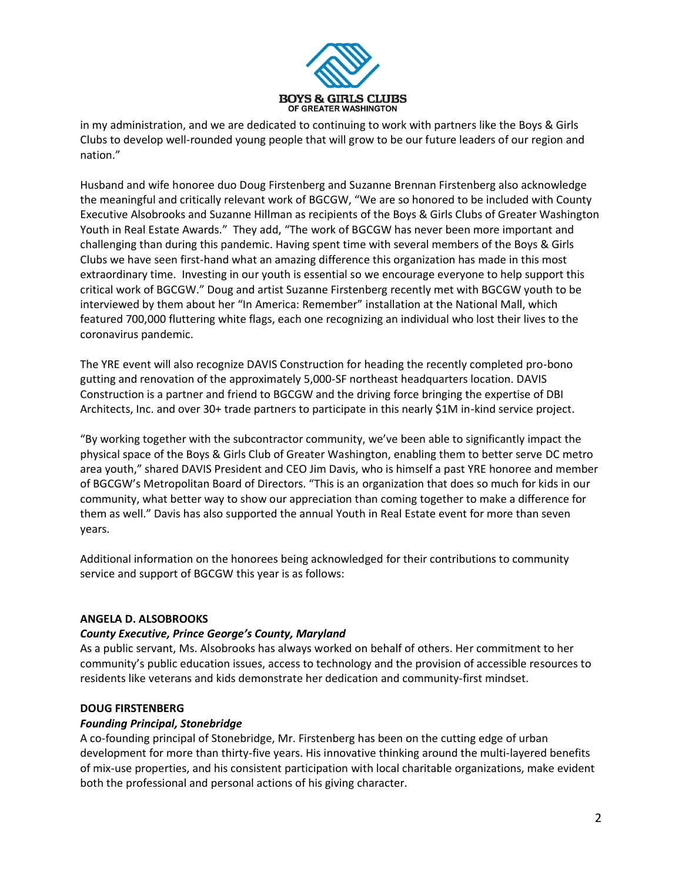in my administration, and we are dedicated to continuing to work with partners like the Boys & Girls Clubs to develop well-rounded young people that will grow to be our future leaders of our region and nation."

Husband and wife honoree duo Doug Firstenberg and Suzanne Brennan Firstenberg also acknowledge the meaningful and critically relevant work of BGCGW, "We are so honored to be included with County Executive Alsobrooks and Suzanne Hillman as recipients of the Boys & Girls Clubs of Greater Washington Youth in Real Estate Awards." They add, "The work of BGCGW has never been more important and challenging than during this pandemic. Having spent time with several members of the Boys & Girls Clubs we have seen first-hand what an amazing difference this organization has made in this most extraordinary time. Investing in our youth is essential so we encourage everyone to help support this critical work of BGCGW." Doug and artist Suzanne Firstenberg recently met with BGCGW youth to be interviewed by them about her "In America: Remember" installation at the National Mall, which featured 700,000 fluttering white flags, each one recognizing an individual who lost their lives to the coronavirus pandemic.

The YRE event will also recognize DAVIS Construction for heading the recently completed pro-bono gutting and renovation of the approximately 5,000-SF northeast headquarters location. DAVIS Construction is a partner and friend to BGCGW and the driving force bringing the expertise of DBI Architects, Inc. and over 30+ trade partners to participate in this nearly $1M in-kind service project.

"By working together with the subcontractor community, we've been able to significantly impact the physical space of the Boys & Girls Club of Greater Washington, enabling them to better serve DC metro area youth," shared DAVIS President and CEO Jim Davis, who is himself a past YRE honoree and member of BGCGW's Metropolitan Board of Directors. "This is an organization that does so much for kids in our community, what better way to show our appreciation than coming together to make a difference for them as well." Davis has also supported the annual Youth in Real Estate event for more than seven years.

Additional information on the honorees being acknowledged for their contributions to community service and support of BGCGW this year is as follows:

**ANGELA D. ALSOBROOKS**

***County Executive, Prince George's County, Maryland***

As a public servant, Ms. Alsobrooks has always worked on behalf of others. Her commitment to her community's public education issues, access to technology and the provision of accessible resources to residents like veterans and kids demonstrate her dedication and community-first mindset.

**DOUG FIRSTENBERG**

***Founding Principal, Stonebridge***

A co-founding principal of Stonebridge, Mr. Firstenberg has been on the cutting edge of urban development for more than thirty-five years. His innovative thinking around the multi-layered benefits of mix-use properties, and his consistent participation with local charitable organizations, make evident both the professional and personal actions of his giving character.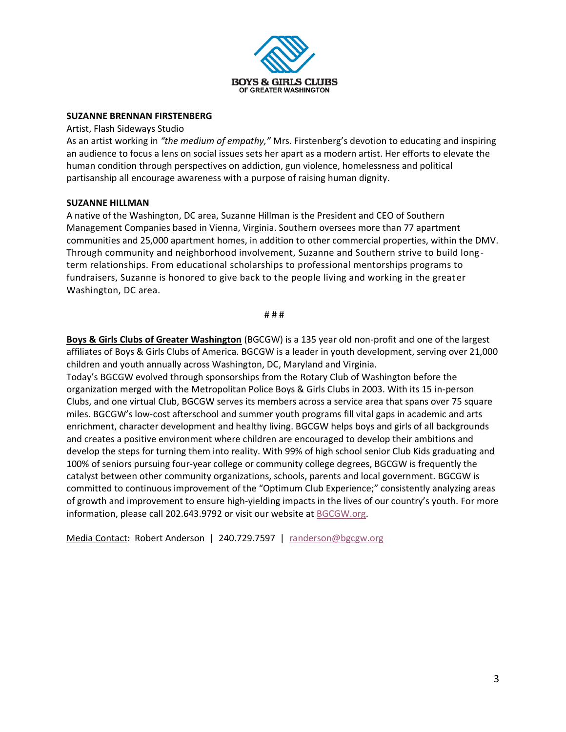**SUZANNE BRENNAN FIRSTENBERG**

Artist, Flash Sideways Studio

As an artist working in *"the medium of empathy,"* Mrs. Firstenberg's devotion to educating and inspiring an audience to focus a lens on social issues sets her apart as a modern artist. Her efforts to elevate the human condition through perspectives on addiction, gun violence, homelessness and political partisanship all encourage awareness with a purpose of raising human dignity.

**SUZANNE HILLMAN**

A native of the Washington, DC area, Suzanne Hillman is the President and CEO of Southern Management Companies based in Vienna, Virginia. Southern oversees more than 77 apartment communities and 25,000 apartment homes, in addition to other commercial properties, within the DMV. Through community and neighborhood involvement, Suzanne and Southern strive to build long-term relationships. From educational scholarships to professional mentorships programs to fundraisers, Suzanne is honored to give back to the people living and working in the greater Washington, DC area.

# # #

**Boys & Girls Clubs of Greater Washington** (BGCGW) is a 135 year old non-profit and one of the largest affiliates of Boys & Girls Clubs of America. BGCGW is a leader in youth development, serving over 21,000 children and youth annually across Washington, DC, Maryland and Virginia.

Today's BGCGW evolved through sponsorships from the Rotary Club of Washington before the organization merged with the Metropolitan Police Boys & Girls Clubs in 2003. With its 15 in-person Clubs, and one virtual Club, BGCGW serves its members across a service area that spans over 75 square miles. BGCGW's low-cost afterschool and summer youth programs fill vital gaps in academic and arts enrichment, character development and healthy living. BGCGW helps boys and girls of all backgrounds and creates a positive environment where children are encouraged to develop their ambitions and develop the steps for turning them into reality. With 99% of high school senior Club Kids graduating and 100% of seniors pursuing four-year college or community college degrees, BGCGW is frequently the catalyst between other community organizations, schools, parents and local government. BGCGW is committed to continuous improvement of the "Optimum Club Experience;" consistently analyzing areas of growth and improvement to ensure high-yielding impacts in the lives of our country's youth. For more information, please call 202.643.9792 or visit our website at BGCGW.org.

Media Contact: Robert Anderson | 240.729.7597 | randerson@bgcgw.org